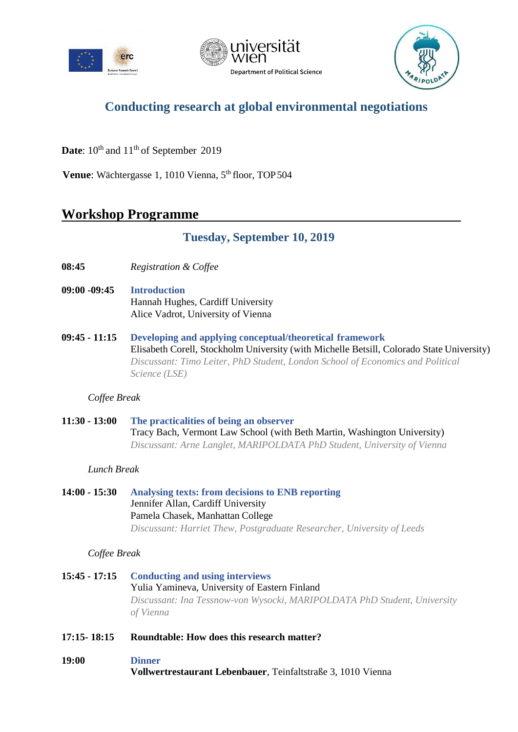# Conducting research at global environmental negotiations

**Date**: 10th and 11th of September 2019

**Venue**: Wächtergasse 1, 1010 Vienna, 5th floor, TOP 504

## Workshop Programme

### Tuesday, September 10, 2019

**08:45** *Registration & Coffee*

**09:00 -09:45** **Introduction**
Hannah Hughes, Cardiff University
Alice Vadrot, University of Vienna

**09:45 - 11:15** **Developing and applying conceptual/theoretical framework**
Elisabeth Corell, Stockholm University (with Michelle Betsill, Colorado State University)
*Discussant: Timo Leiter, PhD Student, London School of Economics and Political Science (LSE)*

*Coffee Break*

**11:30 - 13:00** **The practicalities of being an observer**
Tracy Bach, Vermont Law School (with Beth Martin, Washington University)
*Discussant: Arne Langlet, MARIPOLDATA PhD Student, University of Vienna*

*Lunch Break*

**14:00 - 15:30** **Analysing texts: from decisions to ENB reporting**
Jennifer Allan, Cardiff University
Pamela Chasek, Manhattan College
*Discussant: Harriet Thew, Postgraduate Researcher, University of Leeds*

*Coffee Break*

**15:45 - 17:15** **Conducting and using interviews**
Yulia Yamineva, University of Eastern Finland
*Discussant: Ina Tessnow-von Wysocki, MARIPOLDATA PhD Student, University of Vienna*

**17:15- 18:15** **Roundtable: How does this research matter?**

**19:00** **Dinner**
**Vollwertrestaurant Lebenbauer**, Teinfaltstraße 3, 1010 Vienna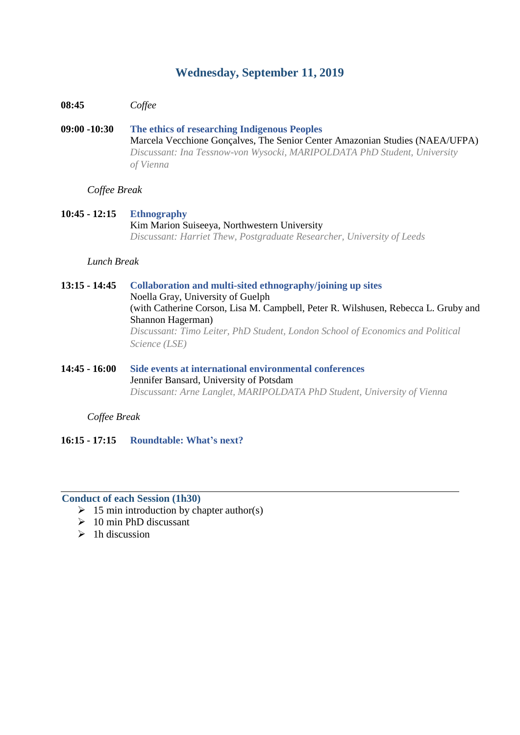## Wednesday, September 11, 2019

**08:45** *Coffee*

**09:00 -10:30** **The ethics of researching Indigenous Peoples**
Marcela Vecchione Gonçalves, The Senior Center Amazonian Studies (NAEA/UFPA)
*Discussant: Ina Tessnow-von Wysocki, MARIPOLDATA PhD Student, University of Vienna*

*Coffee Break*

**10:45 - 12:15** **Ethnography**
Kim Marion Suiseeya, Northwestern University
*Discussant: Harriet Thew, Postgraduate Researcher, University of Leeds*

*Lunch Break*

**13:15 - 14:45** **Collaboration and multi-sited ethnography/joining up sites**
Noella Gray, University of Guelph
(with Catherine Corson, Lisa M. Campbell, Peter R. Wilshusen, Rebecca L. Gruby and Shannon Hagerman)
*Discussant: Timo Leiter, PhD Student, London School of Economics and Political Science (LSE)*

**14:45 - 16:00** **Side events at international environmental conferences**
Jennifer Bansard, University of Potsdam
*Discussant: Arne Langlet, MARIPOLDATA PhD Student, University of Vienna*

*Coffee Break*

**16:15 - 17:15** **Roundtable: What's next?**

---

**Conduct of each Session (1h30)**

- 15 min introduction by chapter author(s)
- 10 min PhD discussant
- 1h discussion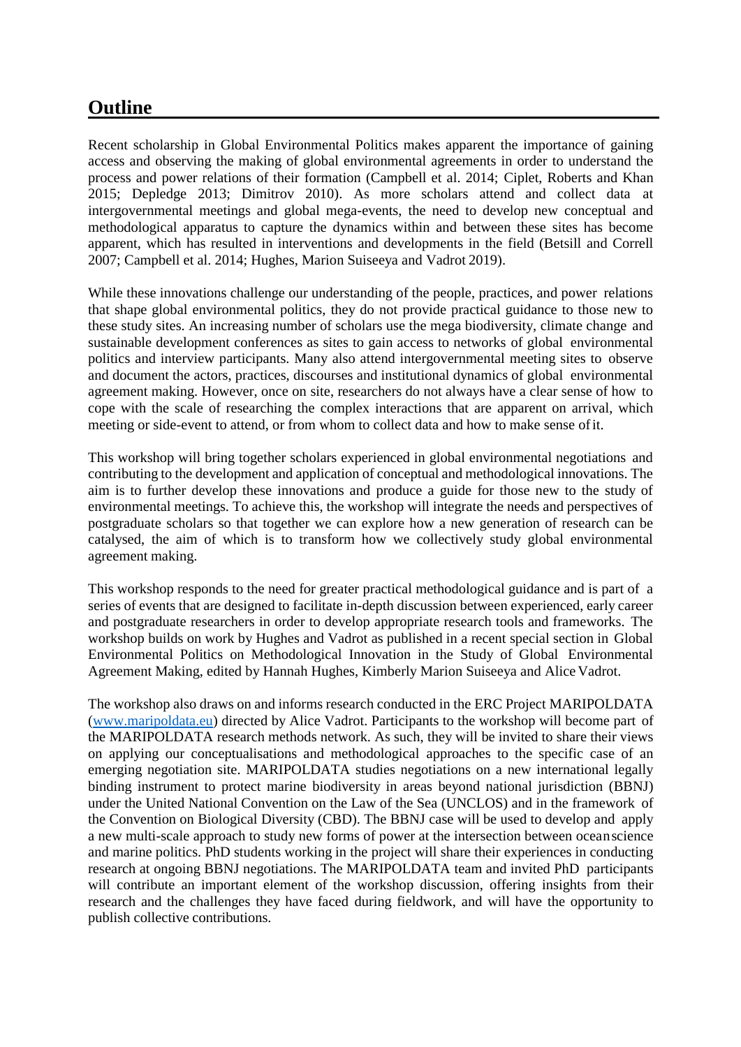# Outline

Recent scholarship in Global Environmental Politics makes apparent the importance of gaining access and observing the making of global environmental agreements in order to understand the process and power relations of their formation (Campbell et al. 2014; Ciplet, Roberts and Khan 2015; Depledge 2013; Dimitrov 2010). As more scholars attend and collect data at intergovernmental meetings and global mega-events, the need to develop new conceptual and methodological apparatus to capture the dynamics within and between these sites has become apparent, which has resulted in interventions and developments in the field (Betsill and Correll 2007; Campbell et al. 2014; Hughes, Marion Suiseeya and Vadrot 2019).

While these innovations challenge our understanding of the people, practices, and power relations that shape global environmental politics, they do not provide practical guidance to those new to these study sites. An increasing number of scholars use the mega biodiversity, climate change and sustainable development conferences as sites to gain access to networks of global environmental politics and interview participants. Many also attend intergovernmental meeting sites to observe and document the actors, practices, discourses and institutional dynamics of global environmental agreement making. However, once on site, researchers do not always have a clear sense of how to cope with the scale of researching the complex interactions that are apparent on arrival, which meeting or side-event to attend, or from whom to collect data and how to make sense of it.

This workshop will bring together scholars experienced in global environmental negotiations and contributing to the development and application of conceptual and methodological innovations. The aim is to further develop these innovations and produce a guide for those new to the study of environmental meetings. To achieve this, the workshop will integrate the needs and perspectives of postgraduate scholars so that together we can explore how a new generation of research can be catalysed, the aim of which is to transform how we collectively study global environmental agreement making.

This workshop responds to the need for greater practical methodological guidance and is part of a series of events that are designed to facilitate in-depth discussion between experienced, early career and postgraduate researchers in order to develop appropriate research tools and frameworks. The workshop builds on work by Hughes and Vadrot as published in a recent special section in Global Environmental Politics on Methodological Innovation in the Study of Global Environmental Agreement Making, edited by Hannah Hughes, Kimberly Marion Suiseeya and Alice Vadrot.

The workshop also draws on and informs research conducted in the ERC Project MARIPOLDATA ([www.maripoldata.eu](http://www.maripoldata.eu)) directed by Alice Vadrot. Participants to the workshop will become part of the MARIPOLDATA research methods network. As such, they will be invited to share their views on applying our conceptualisations and methodological approaches to the specific case of an emerging negotiation site. MARIPOLDATA studies negotiations on a new international legally binding instrument to protect marine biodiversity in areas beyond national jurisdiction (BBNJ) under the United National Convention on the Law of the Sea (UNCLOS) and in the framework of the Convention on Biological Diversity (CBD). The BBNJ case will be used to develop and apply a new multi-scale approach to study new forms of power at the intersection between ocean science and marine politics. PhD students working in the project will share their experiences in conducting research at ongoing BBNJ negotiations. The MARIPOLDATA team and invited PhD participants will contribute an important element of the workshop discussion, offering insights from their research and the challenges they have faced during fieldwork, and will have the opportunity to publish collective contributions.